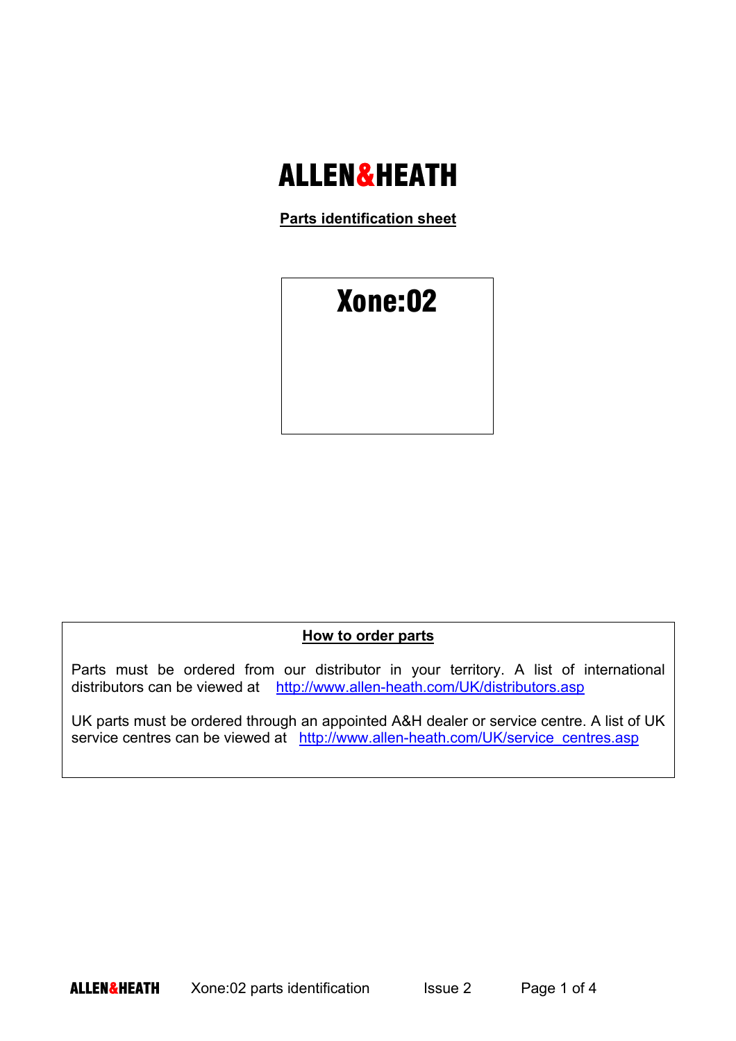# ALLEN&HEATH

**Parts identification sheet**

## Xone:02

### How to order parts

Parts must be ordered from our distributor in your territory. A list of international distributors can be viewed at http://www.allen-heath.com/UK/distributors.asp

UK parts must be ordered through an appointed A&H dealer or service centre. A list of UK service centres can be viewed at http://www.allen-heath.com/UK/service_centres.asp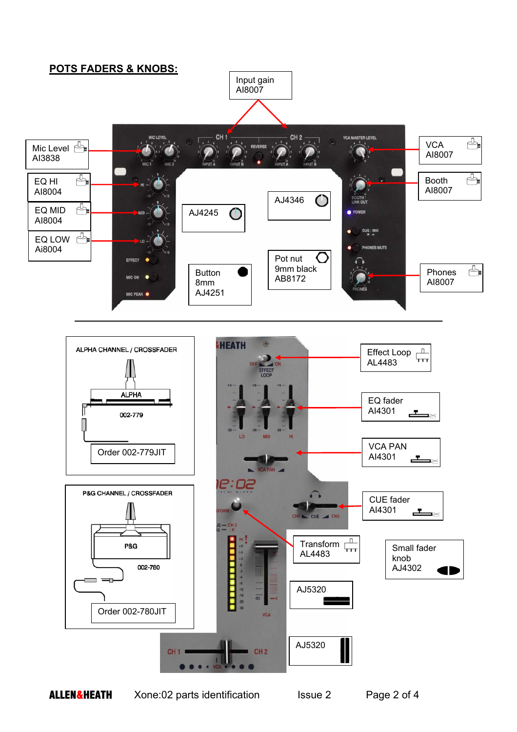## POTS FADERS & KNOBS:

Input gain
AI8007

Mic Level
AI3838

VCA
AI8007

EQ HI
AI8004

Booth
AI8007

EQ MID
AI8004

AJ4245

AJ4346

EQ LOW
AI8004

Pot nut
9mm black
AB8172

Button
8mm
AJ4251

Phones
AI8007

ALPHA CHANNEL / CROSSFADER

ALPHA

002-779

Order 002-779JIT

Effect Loop
AL4483

EQ fader
AI4301

VCA PAN
AI4301

P&G CHANNEL / CROSSFADER

P&G

002-780

CUE fader
AI4301

Order 002-780JIT

Transform
AL4483

Small fader
knob
AJ4302

AJ5320

AJ5320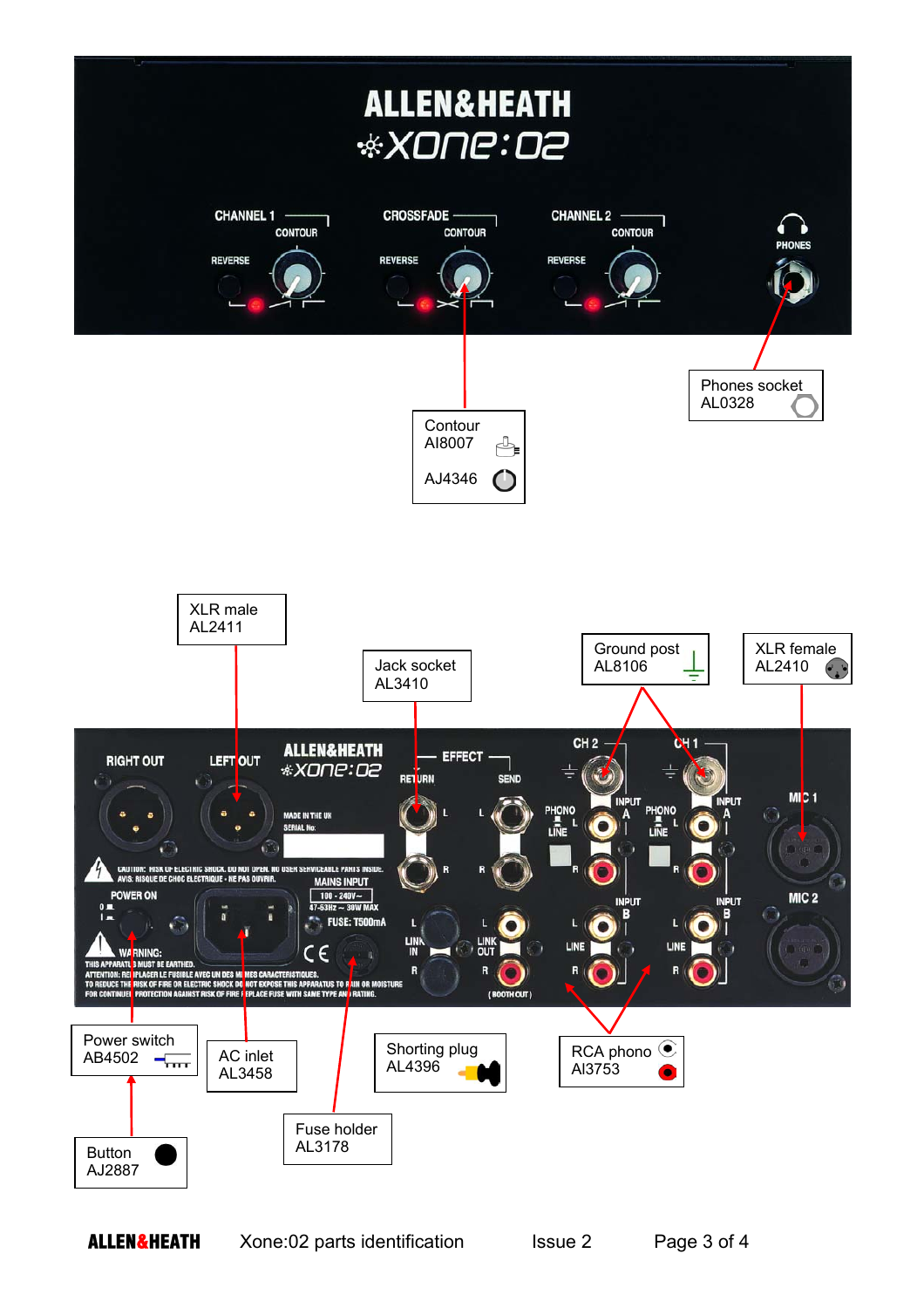Contour
AI8007

AJ4346

Phones socket
AL0328

XLR male
AL2411

Jack socket
AL3410

Ground post
AL8106

XLR female
AL2410

Power switch
AB4502

AC inlet
AL3458

Shorting plug
AL4396

RCA phono
AI3753

Button
AJ2887

Fuse holder
AL3178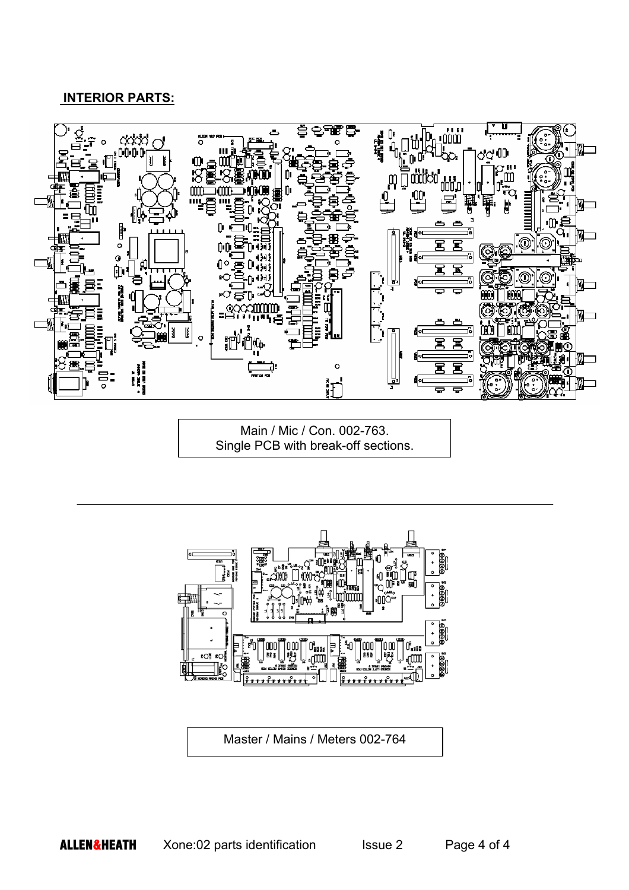## INTERIOR PARTS:

Main / Mic / Con. 002-763.
Single PCB with break-off sections.

---

Master / Mains / Meters 002-764